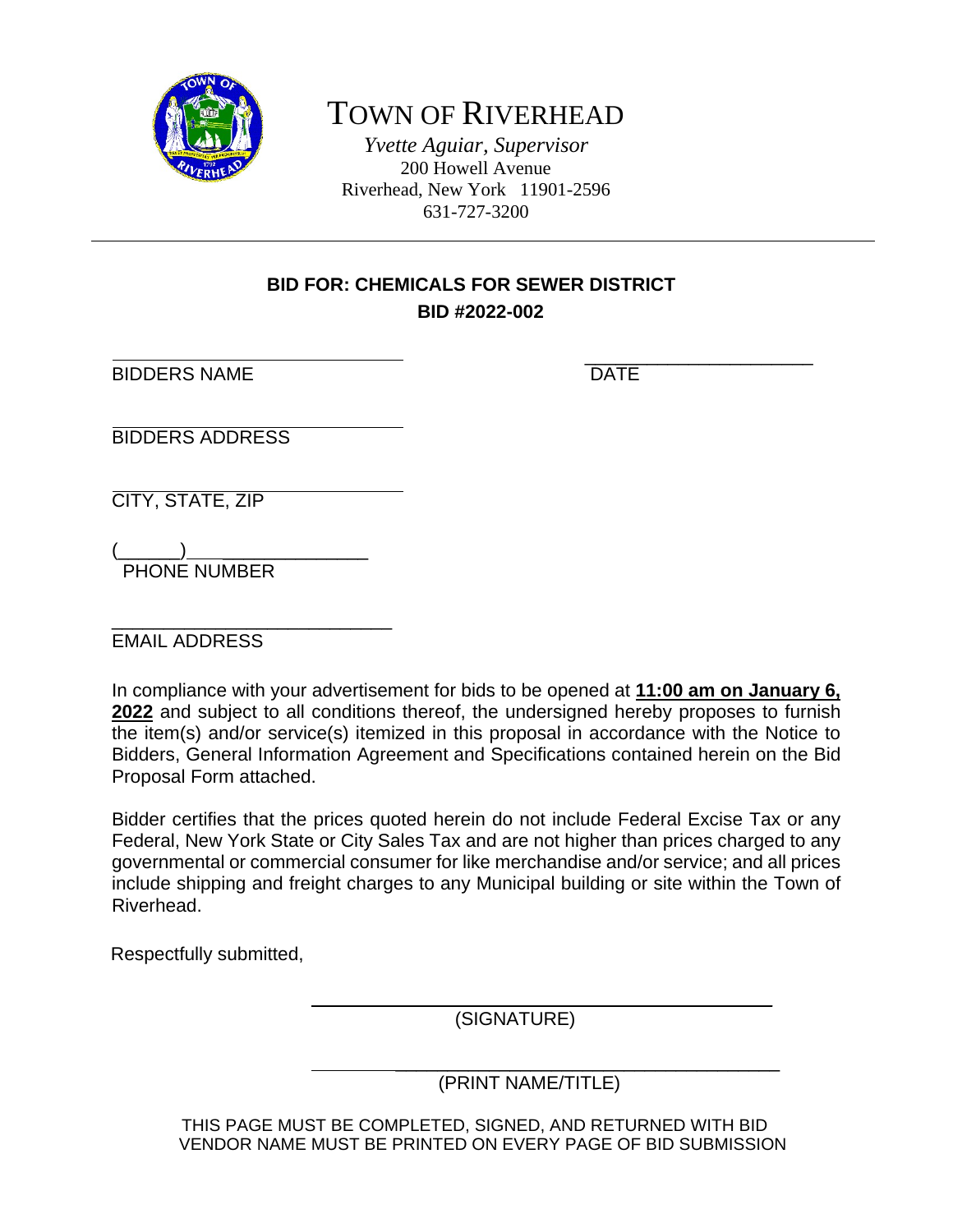# TOWN OF RIVERHEAD

*Yvette Aguiar, Supervisor*
200 Howell Avenue
Riverhead, New York 11901-2596
631-727-3200

---

## BID FOR: CHEMICALS FOR SEWER DISTRICT
## BID #2022-002

\_\_\_\_\_\_\_\_\_\_\_\_\_\_\_\_\_\_\_\_\_\_\_\_\_\_\_\_\_\_\_\_ \_\_\_\_\_\_\_\_\_\_\_\_\_\_\_\_\_\_\_\_\_\_\_\_
BIDDERS NAME DATE

\_\_\_\_\_\_\_\_\_\_\_\_\_\_\_\_\_\_\_\_\_\_\_\_\_\_\_\_\_\_\_\_
BIDDERS ADDRESS

\_\_\_\_\_\_\_\_\_\_\_\_\_\_\_\_\_\_\_\_\_\_\_\_\_\_\_\_\_\_\_\_
CITY, STATE, ZIP

(\_\_\_\_\_\_)\_\_\_\_\_\_\_\_\_\_\_\_\_\_\_\_\_\_\_
PHONE NUMBER

\_\_\_\_\_\_\_\_\_\_\_\_\_\_\_\_\_\_\_\_\_\_\_\_\_\_\_\_\_\_\_\_
EMAIL ADDRESS

In compliance with your advertisement for bids to be opened at **11:00 am on January 6, 2022** and subject to all conditions thereof, the undersigned hereby proposes to furnish the item(s) and/or service(s) itemized in this proposal in accordance with the Notice to Bidders, General Information Agreement and Specifications contained herein on the Bid Proposal Form attached.

Bidder certifies that the prices quoted herein do not include Federal Excise Tax or any Federal, New York State or City Sales Tax and are not higher than prices charged to any governmental or commercial consumer for like merchandise and/or service; and all prices include shipping and freight charges to any Municipal building or site within the Town of Riverhead.

Respectfully submitted,

\_\_\_\_\_\_\_\_\_\_\_\_\_\_\_\_\_\_\_\_\_\_\_\_\_\_\_\_\_\_\_\_\_\_\_\_\_\_\_\_
(SIGNATURE)

\_\_\_\_\_\_\_\_\_\_\_\_\_\_\_\_\_\_\_\_\_\_\_\_\_\_\_\_\_\_\_\_\_\_\_\_\_\_\_\_
(PRINT NAME/TITLE)

THIS PAGE MUST BE COMPLETED, SIGNED, AND RETURNED WITH BID
VENDOR NAME MUST BE PRINTED ON EVERY PAGE OF BID SUBMISSION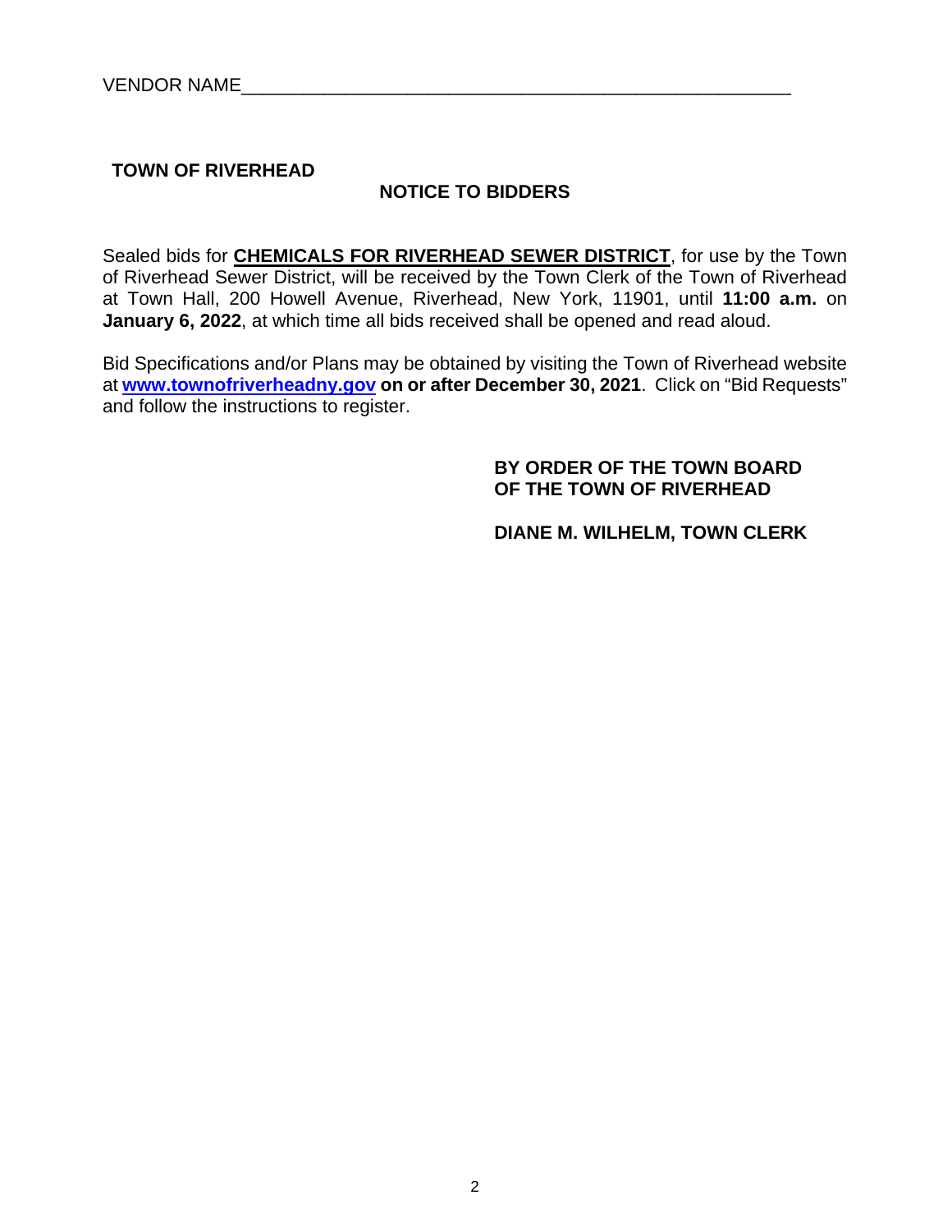VENDOR NAME_______________________________________________________

**TOWN OF RIVERHEAD**

## NOTICE TO BIDDERS

Sealed bids for **CHEMICALS FOR RIVERHEAD SEWER DISTRICT**, for use by the Town of Riverhead Sewer District, will be received by the Town Clerk of the Town of Riverhead at Town Hall, 200 Howell Avenue, Riverhead, New York, 11901, until **11:00 a.m.** on **January 6, 2022**, at which time all bids received shall be opened and read aloud.

Bid Specifications and/or Plans may be obtained by visiting the Town of Riverhead website at **www.townofriverheadny.gov** **on or after December 30, 2021**. Click on "Bid Requests" and follow the instructions to register.

**BY ORDER OF THE TOWN BOARD**
**OF THE TOWN OF RIVERHEAD**

**DIANE M. WILHELM, TOWN CLERK**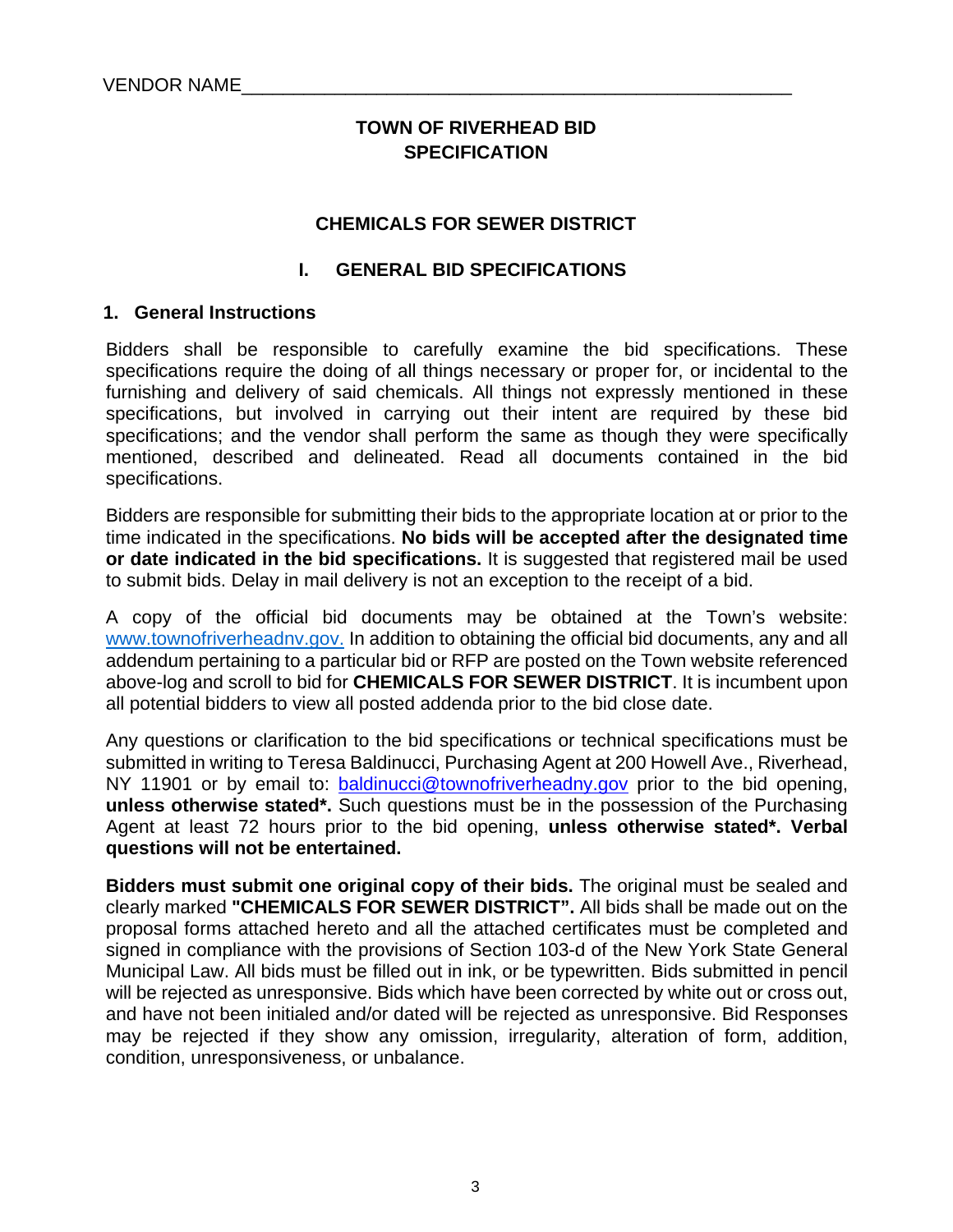VENDOR NAME_______________________________________________

# TOWN OF RIVERHEAD BID SPECIFICATION

## CHEMICALS FOR SEWER DISTRICT

## I. GENERAL BID SPECIFICATIONS

### 1. General Instructions

Bidders shall be responsible to carefully examine the bid specifications. These specifications require the doing of all things necessary or proper for, or incidental to the furnishing and delivery of said chemicals. All things not expressly mentioned in these specifications, but involved in carrying out their intent are required by these bid specifications; and the vendor shall perform the same as though they were specifically mentioned, described and delineated. Read all documents contained in the bid specifications.

Bidders are responsible for submitting their bids to the appropriate location at or prior to the time indicated in the specifications. **No bids will be accepted after the designated time or date indicated in the bid specifications.** It is suggested that registered mail be used to submit bids. Delay in mail delivery is not an exception to the receipt of a bid.

A copy of the official bid documents may be obtained at the Town's website: [www.townofriverheadnv.gov.](www.townofriverheadnv.gov.) In addition to obtaining the official bid documents, any and all addendum pertaining to a particular bid or RFP are posted on the Town website referenced above-log and scroll to bid for **CHEMICALS FOR SEWER DISTRICT**. It is incumbent upon all potential bidders to view all posted addenda prior to the bid close date.

Any questions or clarification to the bid specifications or technical specifications must be submitted in writing to Teresa Baldinucci, Purchasing Agent at 200 Howell Ave., Riverhead, NY 11901 or by email to: [baldinucci@townofriverheadny.gov](mailto:baldinucci@townofriverheadny.gov) prior to the bid opening, **unless otherwise stated*.** Such questions must be in the possession of the Purchasing Agent at least 72 hours prior to the bid opening, **unless otherwise stated*. Verbal questions will not be entertained.**

**Bidders must submit one original copy of their bids.** The original must be sealed and clearly marked **"CHEMICALS FOR SEWER DISTRICT".** All bids shall be made out on the proposal forms attached hereto and all the attached certificates must be completed and signed in compliance with the provisions of Section 103-d of the New York State General Municipal Law. All bids must be filled out in ink, or be typewritten. Bids submitted in pencil will be rejected as unresponsive. Bids which have been corrected by white out or cross out, and have not been initialed and/or dated will be rejected as unresponsive. Bid Responses may be rejected if they show any omission, irregularity, alteration of form, addition, condition, unresponsiveness, or unbalance.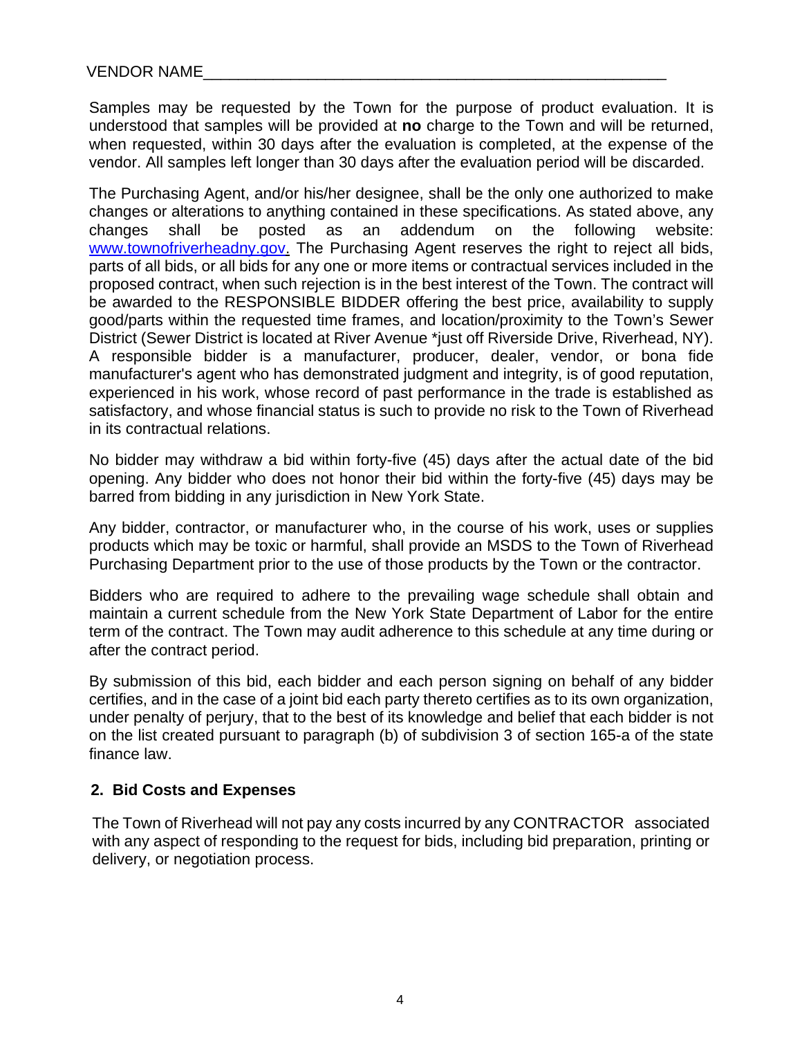VENDOR NAME_______________________________________________________

Samples may be requested by the Town for the purpose of product evaluation. It is understood that samples will be provided at **no** charge to the Town and will be returned, when requested, within 30 days after the evaluation is completed, at the expense of the vendor. All samples left longer than 30 days after the evaluation period will be discarded.

The Purchasing Agent, and/or his/her designee, shall be the only one authorized to make changes or alterations to anything contained in these specifications. As stated above, any changes shall be posted as an addendum on the following website: [www.townofriverheadny.gov](http://www.townofriverheadny.gov). The Purchasing Agent reserves the right to reject all bids, parts of all bids, or all bids for any one or more items or contractual services included in the proposed contract, when such rejection is in the best interest of the Town. The contract will be awarded to the RESPONSIBLE BIDDER offering the best price, availability to supply good/parts within the requested time frames, and location/proximity to the Town's Sewer District (Sewer District is located at River Avenue *just off Riverside Drive, Riverhead, NY). A responsible bidder is a manufacturer, producer, dealer, vendor, or bona fide manufacturer's agent who has demonstrated judgment and integrity, is of good reputation, experienced in his work, whose record of past performance in the trade is established as satisfactory, and whose financial status is such to provide no risk to the Town of Riverhead in its contractual relations.

No bidder may withdraw a bid within forty-five (45) days after the actual date of the bid opening. Any bidder who does not honor their bid within the forty-five (45) days may be barred from bidding in any jurisdiction in New York State.

Any bidder, contractor, or manufacturer who, in the course of his work, uses or supplies products which may be toxic or harmful, shall provide an MSDS to the Town of Riverhead Purchasing Department prior to the use of those products by the Town or the contractor.

Bidders who are required to adhere to the prevailing wage schedule shall obtain and maintain a current schedule from the New York State Department of Labor for the entire term of the contract. The Town may audit adherence to this schedule at any time during or after the contract period.

By submission of this bid, each bidder and each person signing on behalf of any bidder certifies, and in the case of a joint bid each party thereto certifies as to its own organization, under penalty of perjury, that to the best of its knowledge and belief that each bidder is not on the list created pursuant to paragraph (b) of subdivision 3 of section 165-a of the state finance law.

## 2. Bid Costs and Expenses

The Town of Riverhead will not pay any costs incurred by any CONTRACTOR associated with any aspect of responding to the request for bids, including bid preparation, printing or delivery, or negotiation process.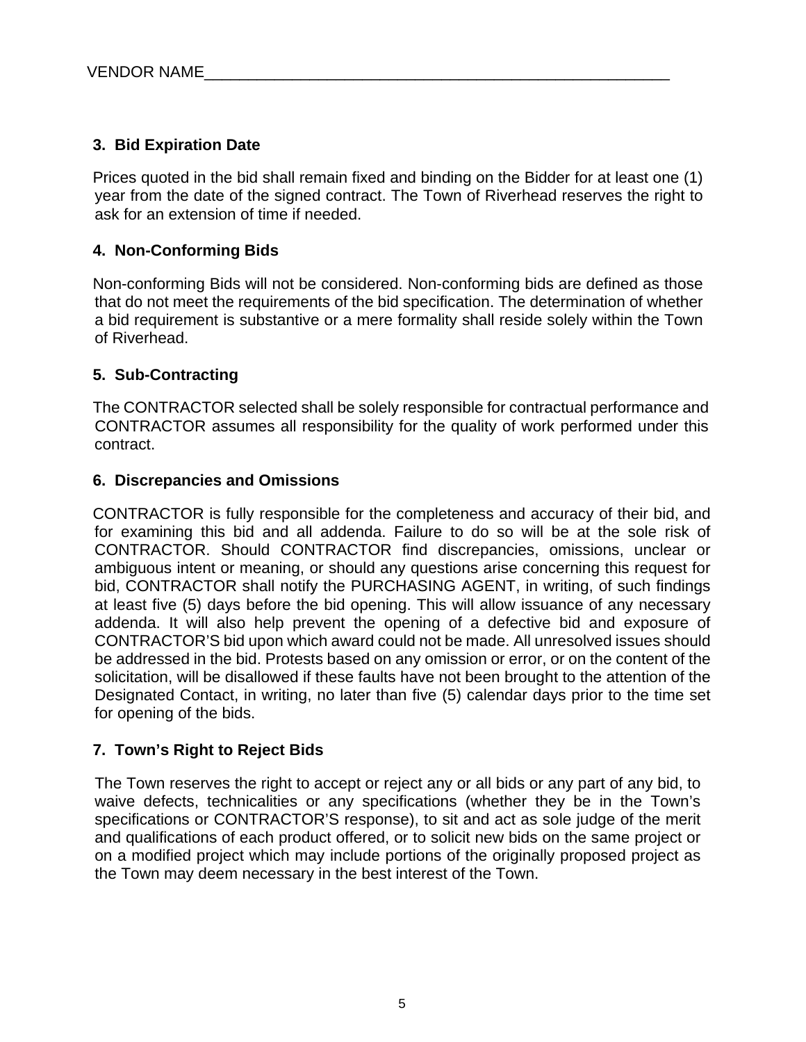VENDOR NAME\_\_\_\_\_\_\_\_\_\_\_\_\_\_\_\_\_\_\_\_\_\_\_\_\_\_\_\_\_\_\_\_\_\_\_\_\_\_\_\_\_\_\_\_\_\_\_\_\_\_\_\_\_\_\_

**3. Bid Expiration Date**

Prices quoted in the bid shall remain fixed and binding on the Bidder for at least one (1) year from the date of the signed contract. The Town of Riverhead reserves the right to ask for an extension of time if needed.

**4. Non-Conforming Bids**

Non-conforming Bids will not be considered. Non-conforming bids are defined as those that do not meet the requirements of the bid specification. The determination of whether a bid requirement is substantive or a mere formality shall reside solely within the Town of Riverhead.

**5. Sub-Contracting**

The CONTRACTOR selected shall be solely responsible for contractual performance and CONTRACTOR assumes all responsibility for the quality of work performed under this contract.

**6. Discrepancies and Omissions**

CONTRACTOR is fully responsible for the completeness and accuracy of their bid, and for examining this bid and all addenda. Failure to do so will be at the sole risk of CONTRACTOR. Should CONTRACTOR find discrepancies, omissions, unclear or ambiguous intent or meaning, or should any questions arise concerning this request for bid, CONTRACTOR shall notify the PURCHASING AGENT, in writing, of such findings at least five (5) days before the bid opening. This will allow issuance of any necessary addenda. It will also help prevent the opening of a defective bid and exposure of CONTRACTOR'S bid upon which award could not be made. All unresolved issues should be addressed in the bid. Protests based on any omission or error, or on the content of the solicitation, will be disallowed if these faults have not been brought to the attention of the Designated Contact, in writing, no later than five (5) calendar days prior to the time set for opening of the bids.

**7. Town's Right to Reject Bids**

The Town reserves the right to accept or reject any or all bids or any part of any bid, to waive defects, technicalities or any specifications (whether they be in the Town's specifications or CONTRACTOR'S response), to sit and act as sole judge of the merit and qualifications of each product offered, or to solicit new bids on the same project or on a modified project which may include portions of the originally proposed project as the Town may deem necessary in the best interest of the Town.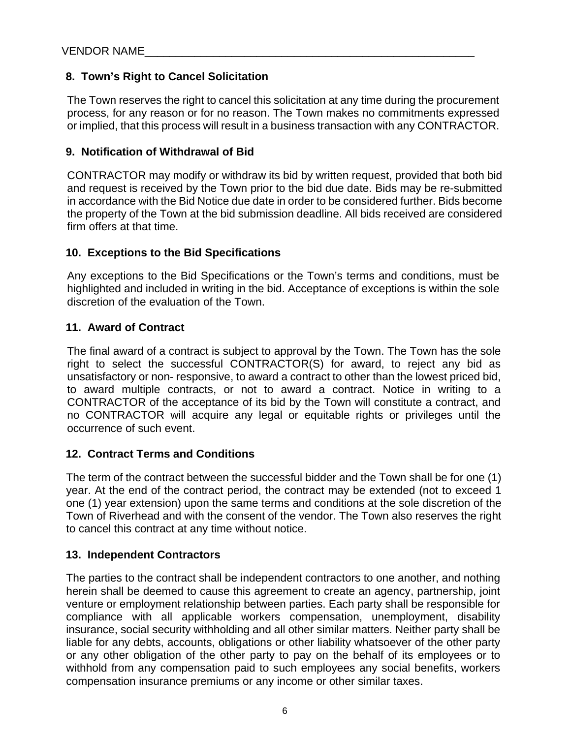VENDOR NAME_______________________________________________________

## 8. Town's Right to Cancel Solicitation

The Town reserves the right to cancel this solicitation at any time during the procurement process, for any reason or for no reason. The Town makes no commitments expressed or implied, that this process will result in a business transaction with any CONTRACTOR.

## 9. Notification of Withdrawal of Bid

CONTRACTOR may modify or withdraw its bid by written request, provided that both bid and request is received by the Town prior to the bid due date. Bids may be re-submitted in accordance with the Bid Notice due date in order to be considered further. Bids become the property of the Town at the bid submission deadline. All bids received are considered firm offers at that time.

## 10. Exceptions to the Bid Specifications

Any exceptions to the Bid Specifications or the Town's terms and conditions, must be highlighted and included in writing in the bid. Acceptance of exceptions is within the sole discretion of the evaluation of the Town.

## 11. Award of Contract

The final award of a contract is subject to approval by the Town. The Town has the sole right to select the successful CONTRACTOR(S) for award, to reject any bid as unsatisfactory or non- responsive, to award a contract to other than the lowest priced bid, to award multiple contracts, or not to award a contract. Notice in writing to a CONTRACTOR of the acceptance of its bid by the Town will constitute a contract, and no CONTRACTOR will acquire any legal or equitable rights or privileges until the occurrence of such event.

## 12. Contract Terms and Conditions

The term of the contract between the successful bidder and the Town shall be for one (1) year. At the end of the contract period, the contract may be extended (not to exceed 1 one (1) year extension) upon the same terms and conditions at the sole discretion of the Town of Riverhead and with the consent of the vendor. The Town also reserves the right to cancel this contract at any time without notice.

## 13. Independent Contractors

The parties to the contract shall be independent contractors to one another, and nothing herein shall be deemed to cause this agreement to create an agency, partnership, joint venture or employment relationship between parties. Each party shall be responsible for compliance with all applicable workers compensation, unemployment, disability insurance, social security withholding and all other similar matters. Neither party shall be liable for any debts, accounts, obligations or other liability whatsoever of the other party or any other obligation of the other party to pay on the behalf of its employees or to withhold from any compensation paid to such employees any social benefits, workers compensation insurance premiums or any income or other similar taxes.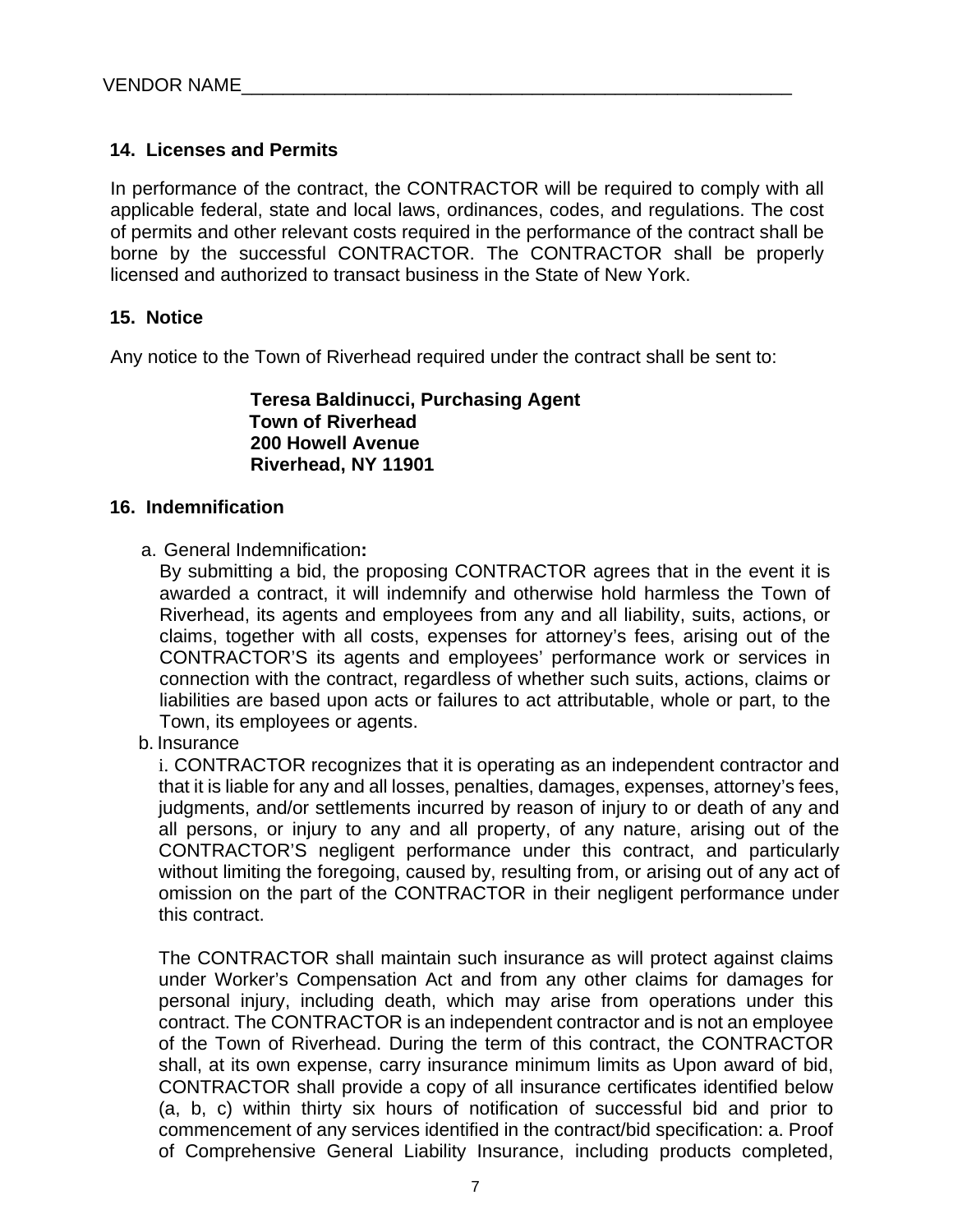VENDOR NAME_______________________________________________________

**14. Licenses and Permits**

In performance of the contract, the CONTRACTOR will be required to comply with all applicable federal, state and local laws, ordinances, codes, and regulations. The cost of permits and other relevant costs required in the performance of the contract shall be borne by the successful CONTRACTOR. The CONTRACTOR shall be properly licensed and authorized to transact business in the State of New York.

**15. Notice**

Any notice to the Town of Riverhead required under the contract shall be sent to:

> **Teresa Baldinucci, Purchasing Agent**
> **Town of Riverhead**
> **200 Howell Avenue**
> **Riverhead, NY 11901**

**16. Indemnification**

a. General Indemnification**:**
By submitting a bid, the proposing CONTRACTOR agrees that in the event it is awarded a contract, it will indemnify and otherwise hold harmless the Town of Riverhead, its agents and employees from any and all liability, suits, actions, or claims, together with all costs, expenses for attorney's fees, arising out of the CONTRACTOR'S its agents and employees' performance work or services in connection with the contract, regardless of whether such suits, actions, claims or liabilities are based upon acts or failures to act attributable, whole or part, to the Town, its employees or agents.

b. Insurance
i. CONTRACTOR recognizes that it is operating as an independent contractor and that it is liable for any and all losses, penalties, damages, expenses, attorney's fees, judgments, and/or settlements incurred by reason of injury to or death of any and all persons, or injury to any and all property, of any nature, arising out of the CONTRACTOR'S negligent performance under this contract, and particularly without limiting the foregoing, caused by, resulting from, or arising out of any act of omission on the part of the CONTRACTOR in their negligent performance under this contract.

The CONTRACTOR shall maintain such insurance as will protect against claims under Worker's Compensation Act and from any other claims for damages for personal injury, including death, which may arise from operations under this contract. The CONTRACTOR is an independent contractor and is not an employee of the Town of Riverhead. During the term of this contract, the CONTRACTOR shall, at its own expense, carry insurance minimum limits as Upon award of bid, CONTRACTOR shall provide a copy of all insurance certificates identified below (a, b, c) within thirty six hours of notification of successful bid and prior to commencement of any services identified in the contract/bid specification: a. Proof of Comprehensive General Liability Insurance, including products completed,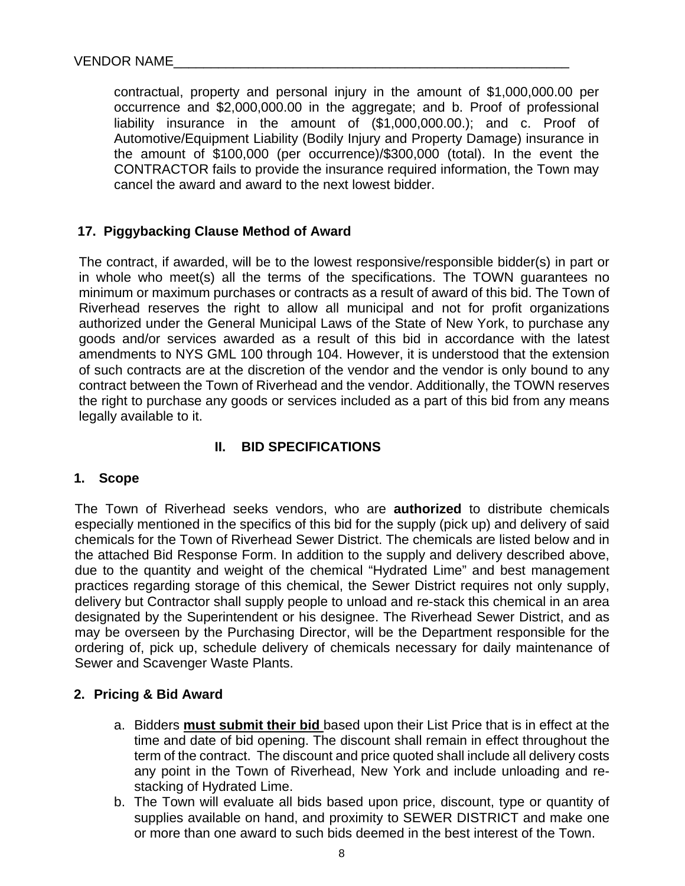VENDOR NAME________________________________________________________

contractual, property and personal injury in the amount of $1,000,000.00 per occurrence and $2,000,000.00 in the aggregate; and b. Proof of professional liability insurance in the amount of ($1,000,000.00.); and c. Proof of Automotive/Equipment Liability (Bodily Injury and Property Damage) insurance in the amount of $100,000 (per occurrence)/$300,000 (total). In the event the CONTRACTOR fails to provide the insurance required information, the Town may cancel the award and award to the next lowest bidder.

### 17. Piggybacking Clause Method of Award

The contract, if awarded, will be to the lowest responsive/responsible bidder(s) in part or in whole who meet(s) all the terms of the specifications. The TOWN guarantees no minimum or maximum purchases or contracts as a result of award of this bid. The Town of Riverhead reserves the right to allow all municipal and not for profit organizations authorized under the General Municipal Laws of the State of New York, to purchase any goods and/or services awarded as a result of this bid in accordance with the latest amendments to NYS GML 100 through 104. However, it is understood that the extension of such contracts are at the discretion of the vendor and the vendor is only bound to any contract between the Town of Riverhead and the vendor. Additionally, the TOWN reserves the right to purchase any goods or services included as a part of this bid from any means legally available to it.

## II. BID SPECIFICATIONS

### 1. Scope

The Town of Riverhead seeks vendors, who are **authorized** to distribute chemicals especially mentioned in the specifics of this bid for the supply (pick up) and delivery of said chemicals for the Town of Riverhead Sewer District. The chemicals are listed below and in the attached Bid Response Form. In addition to the supply and delivery described above, due to the quantity and weight of the chemical "Hydrated Lime" and best management practices regarding storage of this chemical, the Sewer District requires not only supply, delivery but Contractor shall supply people to unload and re-stack this chemical in an area designated by the Superintendent or his designee. The Riverhead Sewer District, and as may be overseen by the Purchasing Director, will be the Department responsible for the ordering of, pick up, schedule delivery of chemicals necessary for daily maintenance of Sewer and Scavenger Waste Plants.

### 2. Pricing & Bid Award

a. Bidders **must submit their bid** based upon their List Price that is in effect at the time and date of bid opening. The discount shall remain in effect throughout the term of the contract. The discount and price quoted shall include all delivery costs any point in the Town of Riverhead, New York and include unloading and re-stacking of Hydrated Lime.

b. The Town will evaluate all bids based upon price, discount, type or quantity of supplies available on hand, and proximity to SEWER DISTRICT and make one or more than one award to such bids deemed in the best interest of the Town.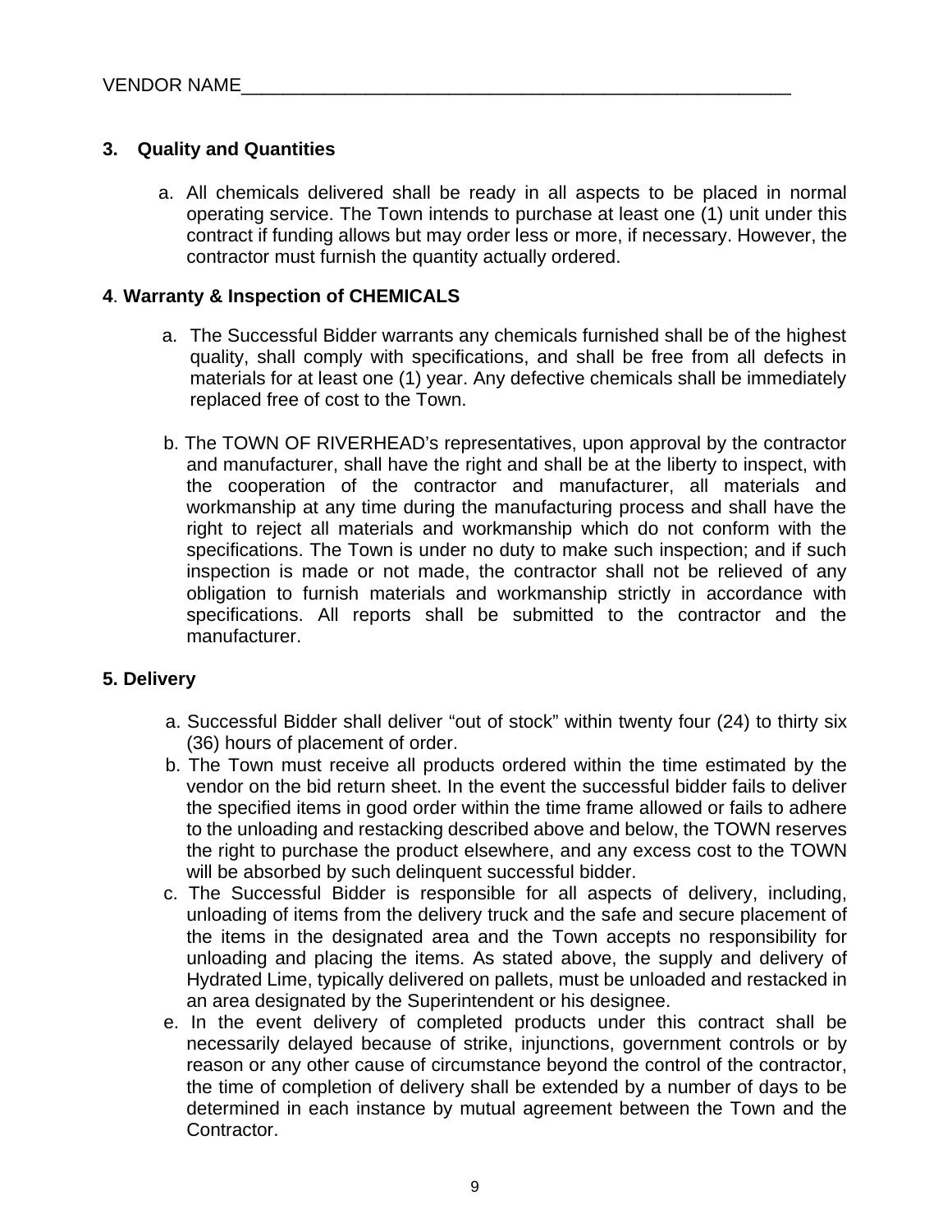VENDOR NAME_______________________________________________________

**3. Quality and Quantities**

a. All chemicals delivered shall be ready in all aspects to be placed in normal operating service. The Town intends to purchase at least one (1) unit under this contract if funding allows but may order less or more, if necessary. However, the contractor must furnish the quantity actually ordered.

**4. Warranty & Inspection of CHEMICALS**

a. The Successful Bidder warrants any chemicals furnished shall be of the highest quality, shall comply with specifications, and shall be free from all defects in materials for at least one (1) year. Any defective chemicals shall be immediately replaced free of cost to the Town.

b. The TOWN OF RIVERHEAD's representatives, upon approval by the contractor and manufacturer, shall have the right and shall be at the liberty to inspect, with the cooperation of the contractor and manufacturer, all materials and workmanship at any time during the manufacturing process and shall have the right to reject all materials and workmanship which do not conform with the specifications. The Town is under no duty to make such inspection; and if such inspection is made or not made, the contractor shall not be relieved of any obligation to furnish materials and workmanship strictly in accordance with specifications. All reports shall be submitted to the contractor and the manufacturer.

**5. Delivery**

a. Successful Bidder shall deliver "out of stock" within twenty four (24) to thirty six (36) hours of placement of order.

b. The Town must receive all products ordered within the time estimated by the vendor on the bid return sheet. In the event the successful bidder fails to deliver the specified items in good order within the time frame allowed or fails to adhere to the unloading and restacking described above and below, the TOWN reserves the right to purchase the product elsewhere, and any excess cost to the TOWN will be absorbed by such delinquent successful bidder.

c. The Successful Bidder is responsible for all aspects of delivery, including, unloading of items from the delivery truck and the safe and secure placement of the items in the designated area and the Town accepts no responsibility for unloading and placing the items. As stated above, the supply and delivery of Hydrated Lime, typically delivered on pallets, must be unloaded and restacked in an area designated by the Superintendent or his designee.

e. In the event delivery of completed products under this contract shall be necessarily delayed because of strike, injunctions, government controls or by reason or any other cause of circumstance beyond the control of the contractor, the time of completion of delivery shall be extended by a number of days to be determined in each instance by mutual agreement between the Town and the Contractor.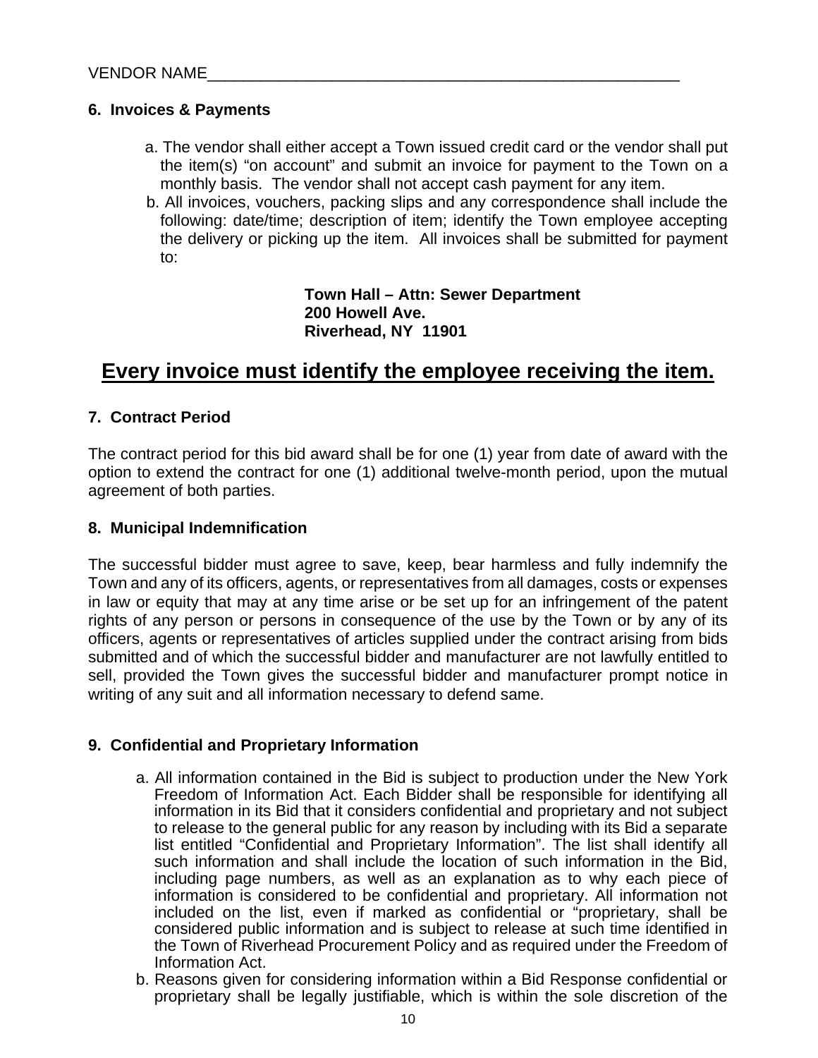VENDOR NAME_______________________________________________________

**6. Invoices & Payments**

a. The vendor shall either accept a Town issued credit card or the vendor shall put the item(s) "on account" and submit an invoice for payment to the Town on a monthly basis. The vendor shall not accept cash payment for any item.

b. All invoices, vouchers, packing slips and any correspondence shall include the following: date/time; description of item; identify the Town employee accepting the delivery or picking up the item. All invoices shall be submitted for payment to:

**Town Hall – Attn: Sewer Department**
**200 Howell Ave.**
**Riverhead, NY 11901**

## <u>Every invoice must identify the employee receiving the item.</u>

**7. Contract Period**

The contract period for this bid award shall be for one (1) year from date of award with the option to extend the contract for one (1) additional twelve-month period, upon the mutual agreement of both parties.

**8. Municipal Indemnification**

The successful bidder must agree to save, keep, bear harmless and fully indemnify the Town and any of its officers, agents, or representatives from all damages, costs or expenses in law or equity that may at any time arise or be set up for an infringement of the patent rights of any person or persons in consequence of the use by the Town or by any of its officers, agents or representatives of articles supplied under the contract arising from bids submitted and of which the successful bidder and manufacturer are not lawfully entitled to sell, provided the Town gives the successful bidder and manufacturer prompt notice in writing of any suit and all information necessary to defend same.

**9. Confidential and Proprietary Information**

a. All information contained in the Bid is subject to production under the New York Freedom of Information Act. Each Bidder shall be responsible for identifying all information in its Bid that it considers confidential and proprietary and not subject to release to the general public for any reason by including with its Bid a separate list entitled "Confidential and Proprietary Information". The list shall identify all such information and shall include the location of such information in the Bid, including page numbers, as well as an explanation as to why each piece of information is considered to be confidential and proprietary. All information not included on the list, even if marked as confidential or "proprietary, shall be considered public information and is subject to release at such time identified in the Town of Riverhead Procurement Policy and as required under the Freedom of Information Act.

b. Reasons given for considering information within a Bid Response confidential or proprietary shall be legally justifiable, which is within the sole discretion of the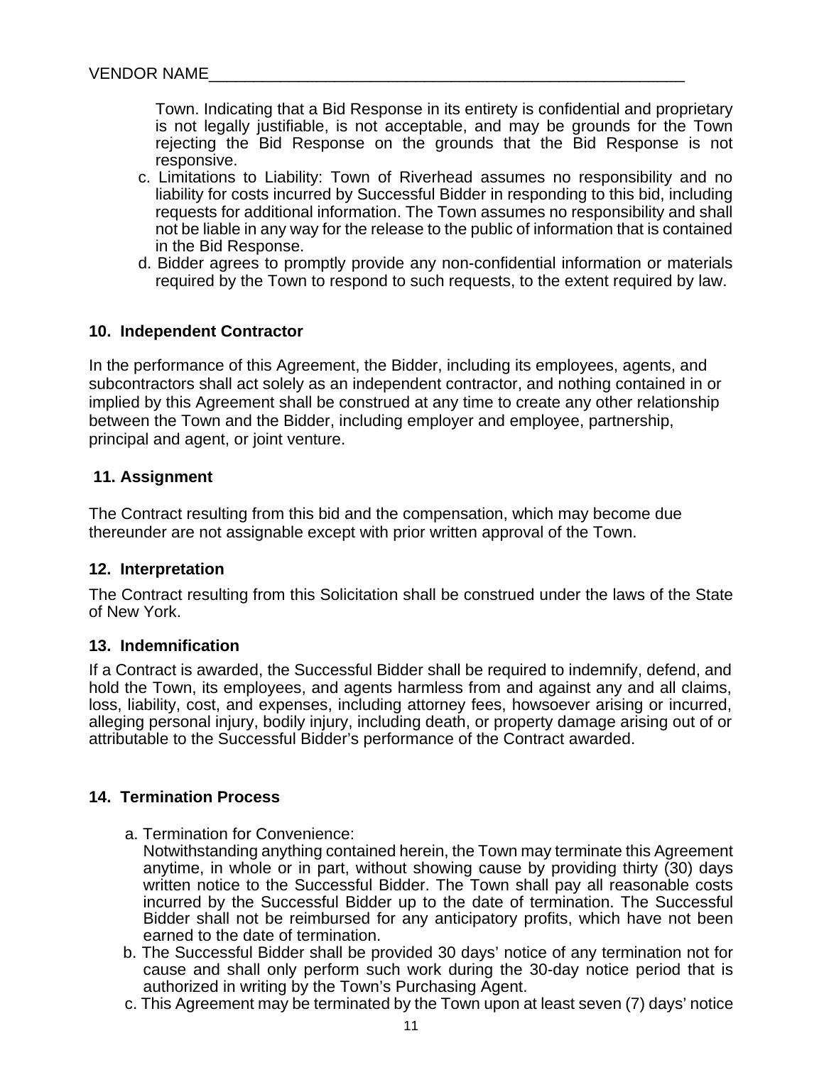VENDOR NAME_______________________________________________________

Town. Indicating that a Bid Response in its entirety is confidential and proprietary is not legally justifiable, is not acceptable, and may be grounds for the Town rejecting the Bid Response on the grounds that the Bid Response is not responsive.

c. Limitations to Liability: Town of Riverhead assumes no responsibility and no liability for costs incurred by Successful Bidder in responding to this bid, including requests for additional information. The Town assumes no responsibility and shall not be liable in any way for the release to the public of information that is contained in the Bid Response.

d. Bidder agrees to promptly provide any non-confidential information or materials required by the Town to respond to such requests, to the extent required by law.

### 10. Independent Contractor

In the performance of this Agreement, the Bidder, including its employees, agents, and subcontractors shall act solely as an independent contractor, and nothing contained in or implied by this Agreement shall be construed at any time to create any other relationship between the Town and the Bidder, including employer and employee, partnership, principal and agent, or joint venture.

### 11. Assignment

The Contract resulting from this bid and the compensation, which may become due thereunder are not assignable except with prior written approval of the Town.

### 12. Interpretation

The Contract resulting from this Solicitation shall be construed under the laws of the State of New York.

### 13. Indemnification

If a Contract is awarded, the Successful Bidder shall be required to indemnify, defend, and hold the Town, its employees, and agents harmless from and against any and all claims, loss, liability, cost, and expenses, including attorney fees, howsoever arising or incurred, alleging personal injury, bodily injury, including death, or property damage arising out of or attributable to the Successful Bidder's performance of the Contract awarded.

### 14. Termination Process

a. Termination for Convenience:
Notwithstanding anything contained herein, the Town may terminate this Agreement anytime, in whole or in part, without showing cause by providing thirty (30) days written notice to the Successful Bidder. The Town shall pay all reasonable costs incurred by the Successful Bidder up to the date of termination. The Successful Bidder shall not be reimbursed for any anticipatory profits, which have not been earned to the date of termination.

b. The Successful Bidder shall be provided 30 days' notice of any termination not for cause and shall only perform such work during the 30-day notice period that is authorized in writing by the Town's Purchasing Agent.

c. This Agreement may be terminated by the Town upon at least seven (7) days' notice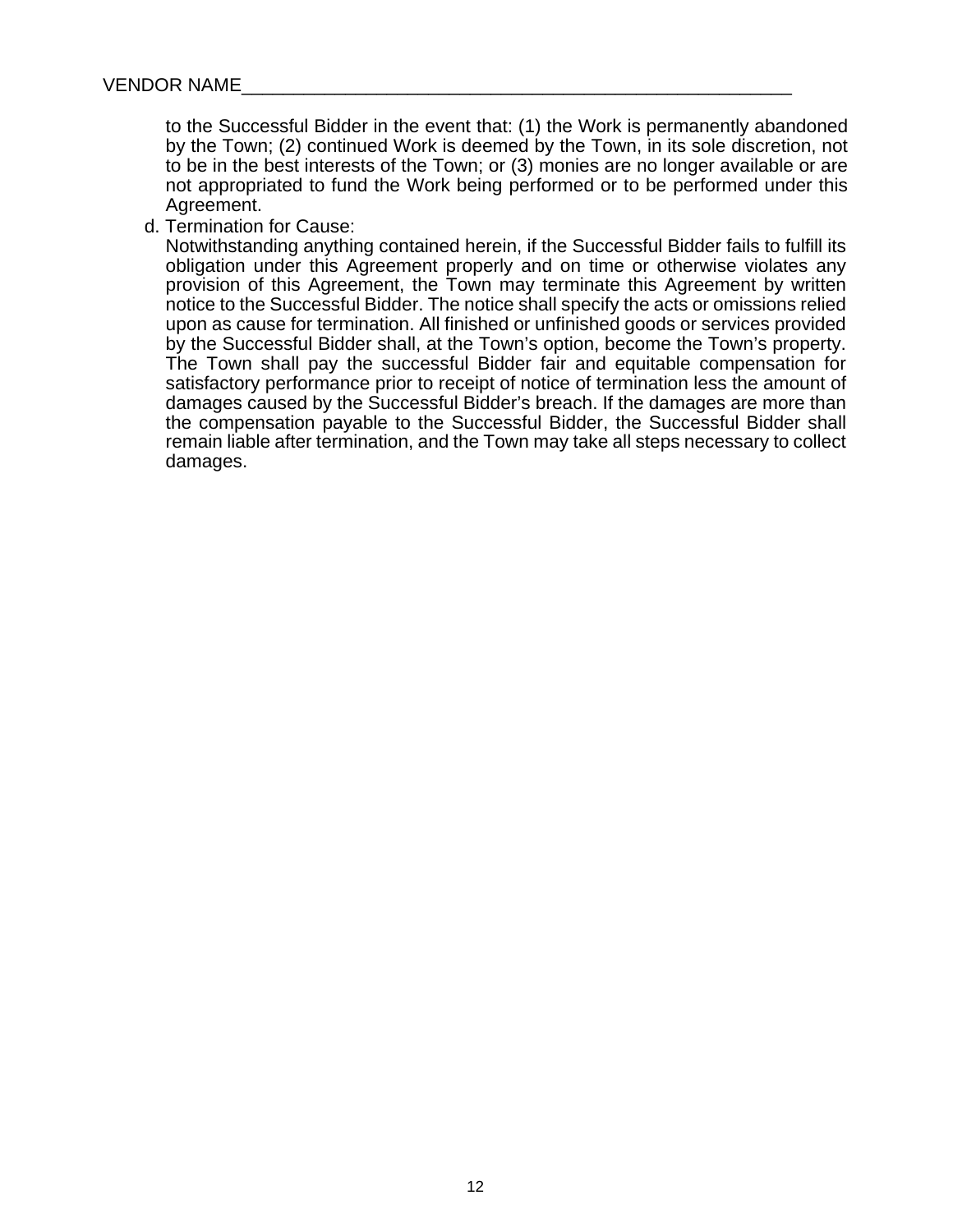to the Successful Bidder in the event that: (1) the Work is permanently abandoned by the Town; (2) continued Work is deemed by the Town, in its sole discretion, not to be in the best interests of the Town; or (3) monies are no longer available or are not appropriated to fund the Work being performed or to be performed under this Agreement.

d. Termination for Cause:

Notwithstanding anything contained herein, if the Successful Bidder fails to fulfill its obligation under this Agreement properly and on time or otherwise violates any provision of this Agreement, the Town may terminate this Agreement by written notice to the Successful Bidder. The notice shall specify the acts or omissions relied upon as cause for termination. All finished or unfinished goods or services provided by the Successful Bidder shall, at the Town's option, become the Town's property. The Town shall pay the successful Bidder fair and equitable compensation for satisfactory performance prior to receipt of notice of termination less the amount of damages caused by the Successful Bidder's breach. If the damages are more than the compensation payable to the Successful Bidder, the Successful Bidder shall remain liable after termination, and the Town may take all steps necessary to collect damages.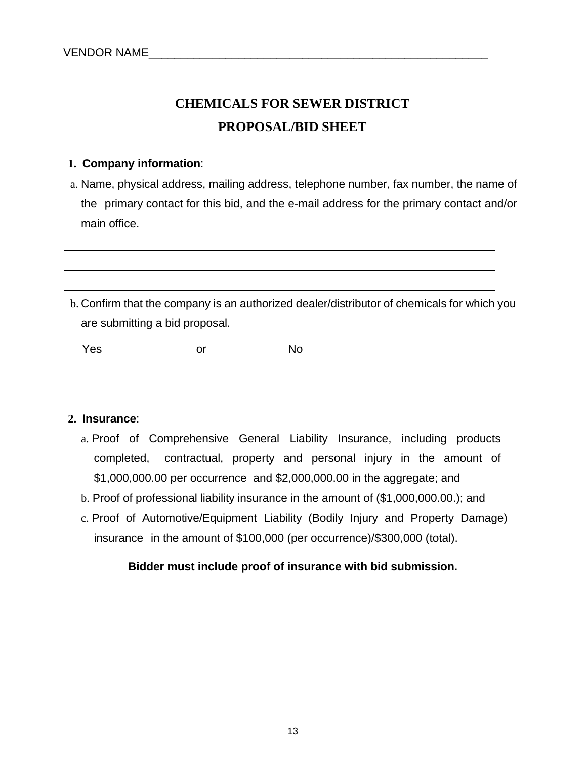VENDOR NAME_______________________________________________________

# CHEMICALS FOR SEWER DISTRICT

# PROPOSAL/BID SHEET

**1. Company information**:

a. Name, physical address, mailing address, telephone number, fax number, the name of the primary contact for this bid, and the e-mail address for the primary contact and/or main office.

______________________________________________________________________________

______________________________________________________________________________

______________________________________________________________________________

b. Confirm that the company is an authorized dealer/distributor of chemicals for which you are submitting a bid proposal.

Yes                    or                    No

**2. Insurance**:

a. Proof of Comprehensive General Liability Insurance, including products completed, contractual, property and personal injury in the amount of $1,000,000.00 per occurrence and $2,000,000.00 in the aggregate; and

b. Proof of professional liability insurance in the amount of ($1,000,000.00.); and

c. Proof of Automotive/Equipment Liability (Bodily Injury and Property Damage) insurance in the amount of $100,000 (per occurrence)/$300,000 (total).

**Bidder must include proof of insurance with bid submission.**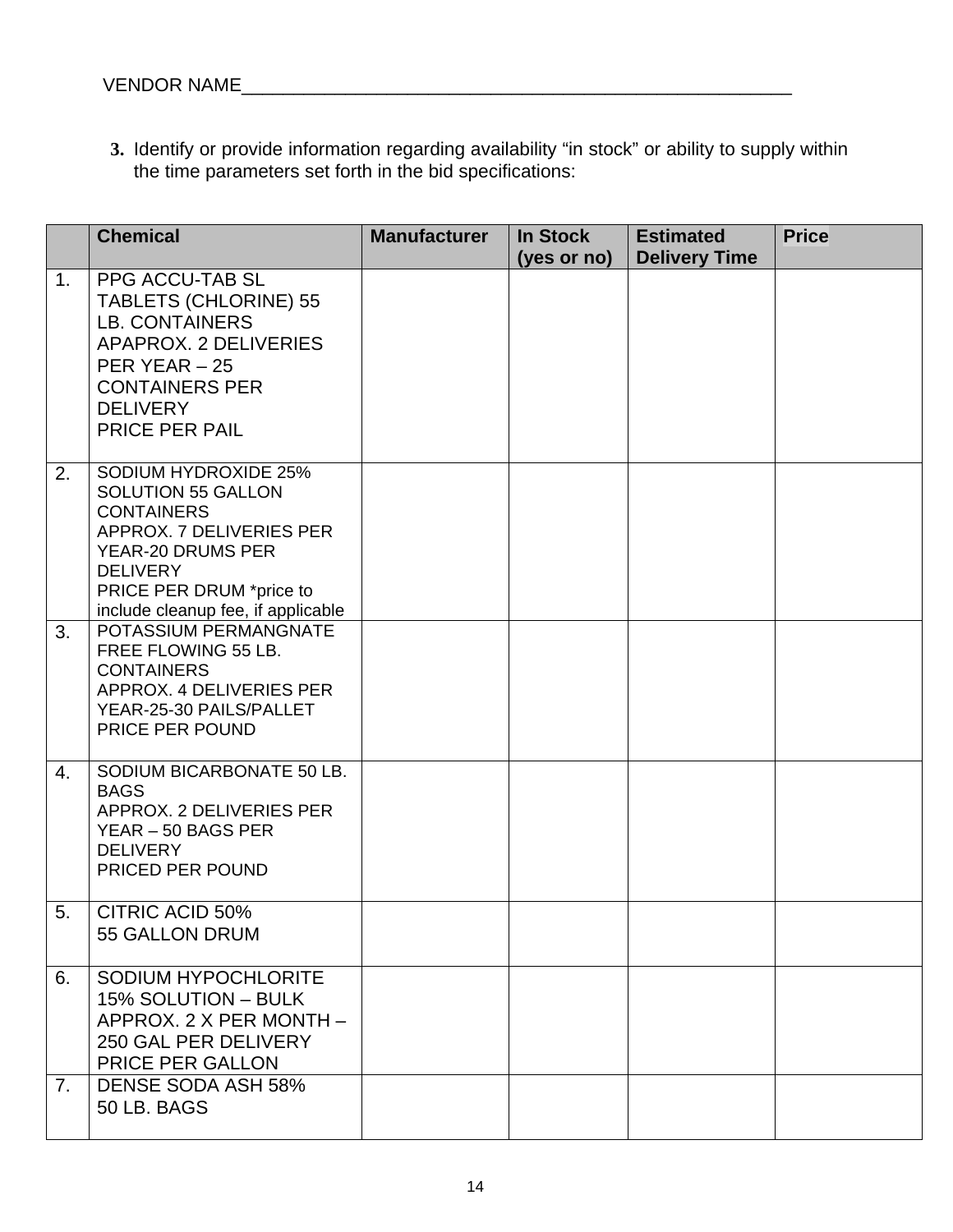VENDOR NAME_______________________________________________________

3. Identify or provide information regarding availability "in stock" or ability to supply within the time parameters set forth in the bid specifications:

| | Chemical | Manufacturer | In Stock (yes or no) | Estimated Delivery Time | Price |
|---|---|---|---|---|---|
| 1. | PPG ACCU-TAB SL TABLETS (CHLORINE) 55 LB. CONTAINERS APAPROX. 2 DELIVERIES PER YEAR – 25 CONTAINERS PER DELIVERY PRICE PER PAIL | | | | |
| 2. | SODIUM HYDROXIDE 25% SOLUTION 55 GALLON CONTAINERS APPROX. 7 DELIVERIES PER YEAR-20 DRUMS PER DELIVERY PRICE PER DRUM *price to include cleanup fee, if applicable | | | | |
| 3. | POTASSIUM PERMANGNATE FREE FLOWING 55 LB. CONTAINERS APPROX. 4 DELIVERIES PER YEAR-25-30 PAILS/PALLET PRICE PER POUND | | | | |
| 4. | SODIUM BICARBONATE 50 LB. BAGS APPROX. 2 DELIVERIES PER YEAR – 50 BAGS PER DELIVERY PRICED PER POUND | | | | |
| 5. | CITRIC ACID 50% 55 GALLON DRUM | | | | |
| 6. | SODIUM HYPOCHLORITE 15% SOLUTION – BULK APPROX. 2 X PER MONTH – 250 GAL PER DELIVERY PRICE PER GALLON | | | | |
| 7. | DENSE SODA ASH 58% 50 LB. BAGS | | | | |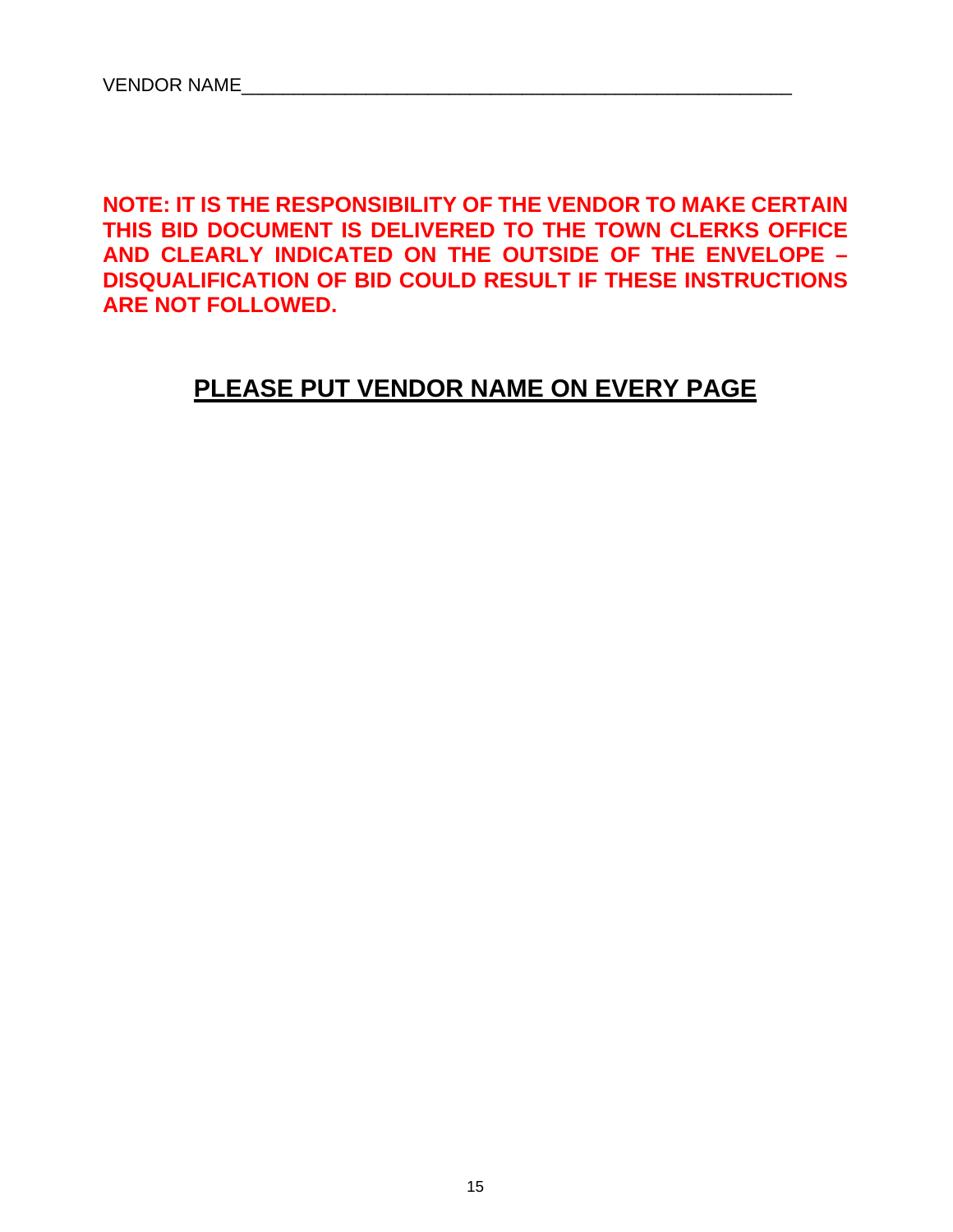VENDOR NAME_______________________________________________________

**NOTE: IT IS THE RESPONSIBILITY OF THE VENDOR TO MAKE CERTAIN THIS BID DOCUMENT IS DELIVERED TO THE TOWN CLERKS OFFICE AND CLEARLY INDICATED ON THE OUTSIDE OF THE ENVELOPE – DISQUALIFICATION OF BID COULD RESULT IF THESE INSTRUCTIONS ARE NOT FOLLOWED.**

## PLEASE PUT VENDOR NAME ON EVERY PAGE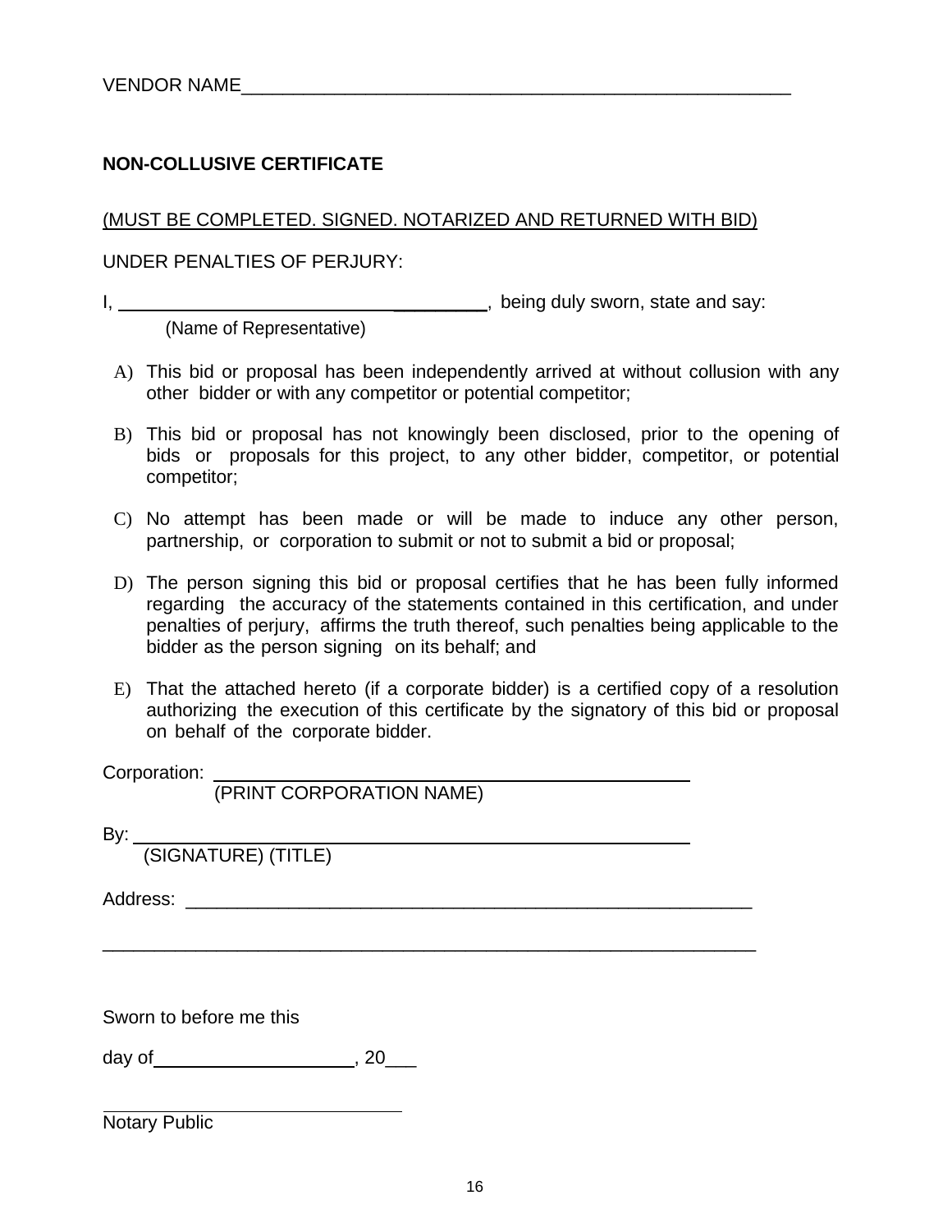VENDOR NAME_______________________________________________________

**NON-COLLUSIVE CERTIFICATE**

(MUST BE COMPLETED. SIGNED. NOTARIZED AND RETURNED WITH BID)

UNDER PENALTIES OF PERJURY:

I, ________________________________________, being duly sworn, state and say:
(Name of Representative)

A) This bid or proposal has been independently arrived at without collusion with any other bidder or with any competitor or potential competitor;

B) This bid or proposal has not knowingly been disclosed, prior to the opening of bids or proposals for this project, to any other bidder, competitor, or potential competitor;

C) No attempt has been made or will be made to induce any other person, partnership, or corporation to submit or not to submit a bid or proposal;

D) The person signing this bid or proposal certifies that he has been fully informed regarding the accuracy of the statements contained in this certification, and under penalties of perjury, affirms the truth thereof, such penalties being applicable to the bidder as the person signing on its behalf; and

E) That the attached hereto (if a corporate bidder) is a certified copy of a resolution authorizing the execution of this certificate by the signatory of this bid or proposal on behalf of the corporate bidder.

Corporation: ____________________________________________
(PRINT CORPORATION NAME)

By: ____________________________________________________
(SIGNATURE) (TITLE)

Address: ________________________________________________________

_________________________________________________________________

Sworn to before me this

day of____________________, 20___

______________________________
Notary Public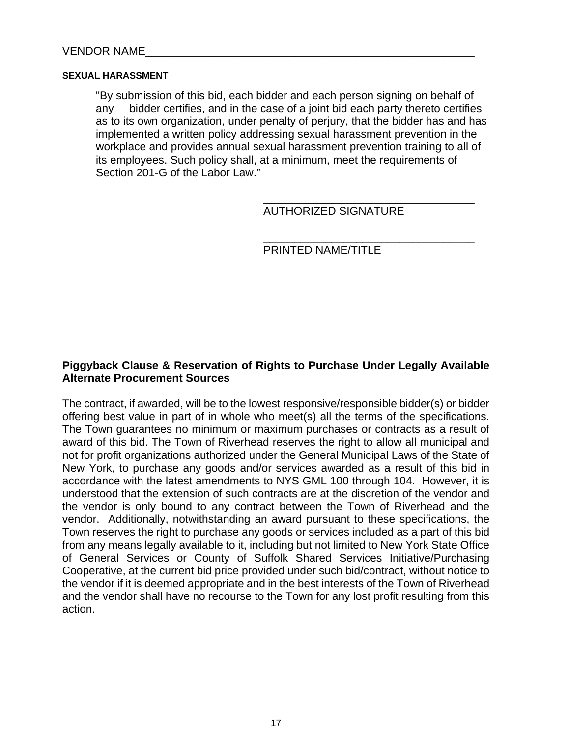VENDOR NAME______________________________________________________

**SEXUAL HARASSMENT**

> "By submission of this bid, each bidder and each person signing on behalf of any bidder certifies, and in the case of a joint bid each party thereto certifies as to its own organization, under penalty of perjury, that the bidder has and has implemented a written policy addressing sexual harassment prevention in the workplace and provides annual sexual harassment prevention training to all of its employees. Such policy shall, at a minimum, meet the requirements of Section 201-G of the Labor Law."

__________________________________
AUTHORIZED SIGNATURE

__________________________________
PRINTED NAME/TITLE

**Piggyback Clause & Reservation of Rights to Purchase Under Legally Available Alternate Procurement Sources**

The contract, if awarded, will be to the lowest responsive/responsible bidder(s) or bidder offering best value in part of in whole who meet(s) all the terms of the specifications. The Town guarantees no minimum or maximum purchases or contracts as a result of award of this bid. The Town of Riverhead reserves the right to allow all municipal and not for profit organizations authorized under the General Municipal Laws of the State of New York, to purchase any goods and/or services awarded as a result of this bid in accordance with the latest amendments to NYS GML 100 through 104. However, it is understood that the extension of such contracts are at the discretion of the vendor and the vendor is only bound to any contract between the Town of Riverhead and the vendor. Additionally, notwithstanding an award pursuant to these specifications, the Town reserves the right to purchase any goods or services included as a part of this bid from any means legally available to it, including but not limited to New York State Office of General Services or County of Suffolk Shared Services Initiative/Purchasing Cooperative, at the current bid price provided under such bid/contract, without notice to the vendor if it is deemed appropriate and in the best interests of the Town of Riverhead and the vendor shall have no recourse to the Town for any lost profit resulting from this action.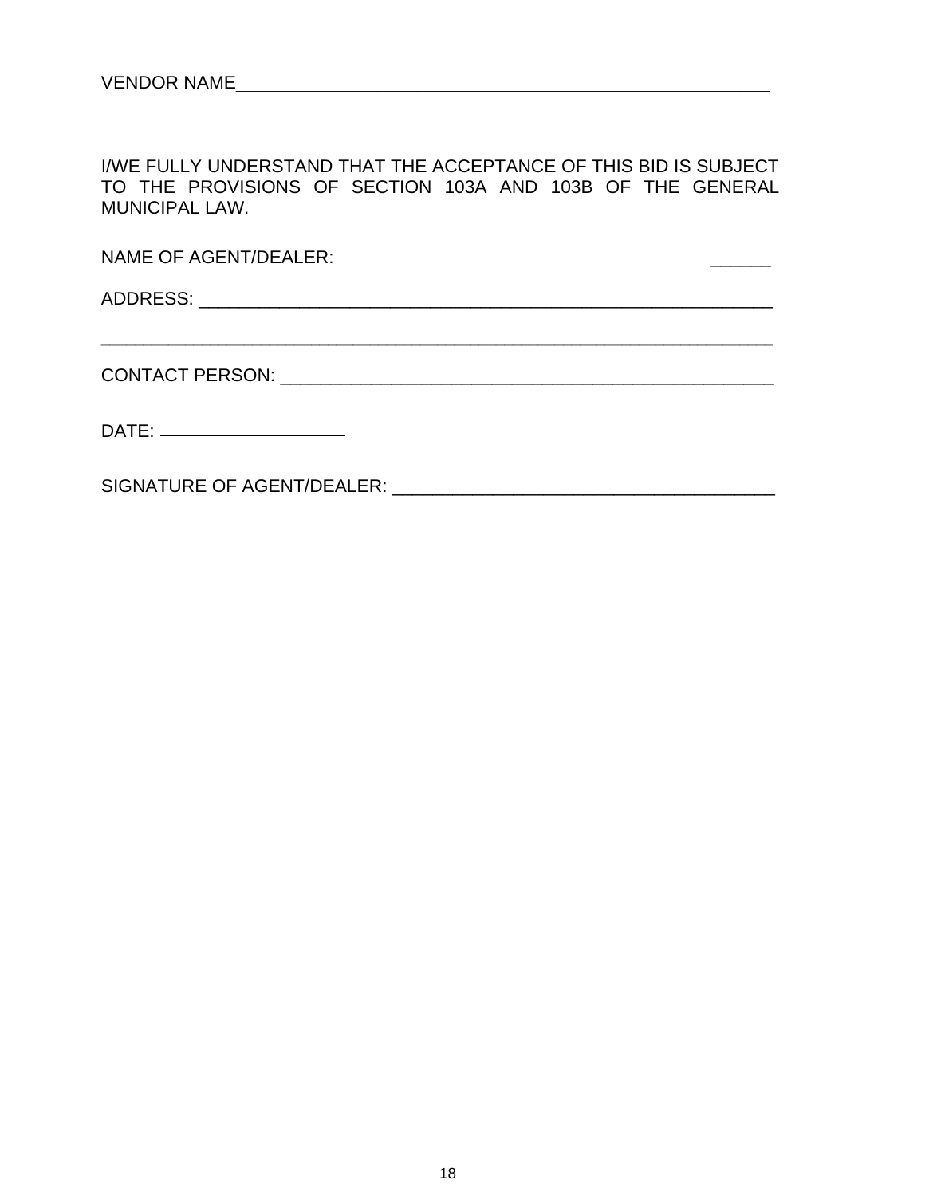VENDOR NAME_______________________________________________________

I/WE FULLY UNDERSTAND THAT THE ACCEPTANCE OF THIS BID IS SUBJECT TO THE PROVISIONS OF SECTION 103A AND 103B OF THE GENERAL MUNICIPAL LAW.

NAME OF AGENT/DEALER: _______________________________________________

ADDRESS: _________________________________________________________

__________________________________________________________________

CONTACT PERSON: ___________________________________________________

DATE: __________________

SIGNATURE OF AGENT/DEALER: __________________________________________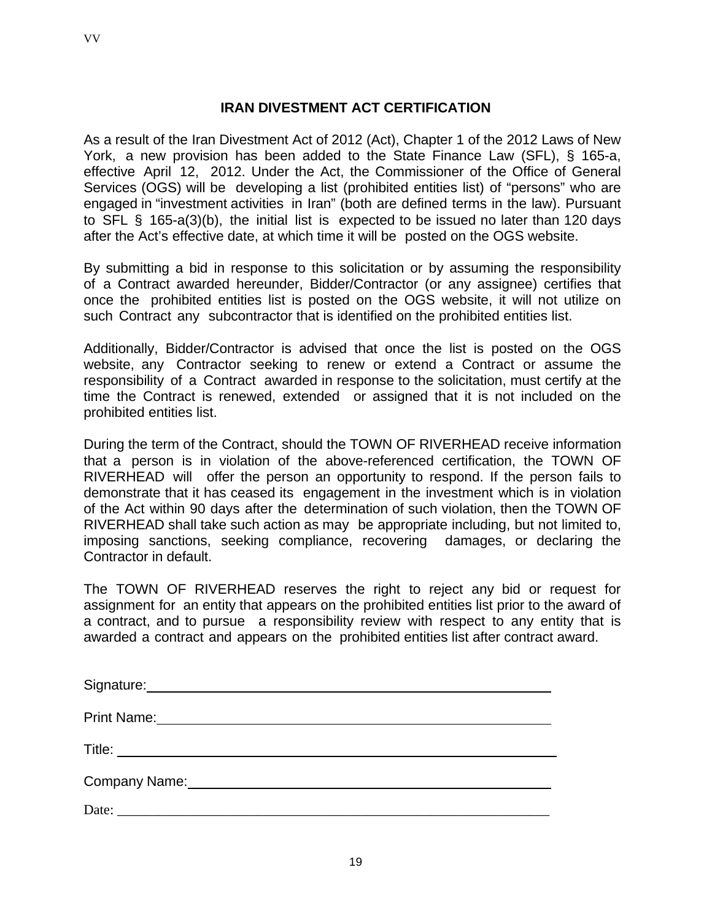## IRAN DIVESTMENT ACT CERTIFICATION

As a result of the Iran Divestment Act of 2012 (Act), Chapter 1 of the 2012 Laws of New York, a new provision has been added to the State Finance Law (SFL), § 165-a, effective April 12, 2012. Under the Act, the Commissioner of the Office of General Services (OGS) will be developing a list (prohibited entities list) of "persons" who are engaged in "investment activities in Iran" (both are defined terms in the law). Pursuant to SFL § 165-a(3)(b), the initial list is expected to be issued no later than 120 days after the Act's effective date, at which time it will be posted on the OGS website.

By submitting a bid in response to this solicitation or by assuming the responsibility of a Contract awarded hereunder, Bidder/Contractor (or any assignee) certifies that once the prohibited entities list is posted on the OGS website, it will not utilize on such Contract any subcontractor that is identified on the prohibited entities list.

Additionally, Bidder/Contractor is advised that once the list is posted on the OGS website, any Contractor seeking to renew or extend a Contract or assume the responsibility of a Contract awarded in response to the solicitation, must certify at the time the Contract is renewed, extended or assigned that it is not included on the prohibited entities list.

During the term of the Contract, should the TOWN OF RIVERHEAD receive information that a person is in violation of the above-referenced certification, the TOWN OF RIVERHEAD will offer the person an opportunity to respond. If the person fails to demonstrate that it has ceased its engagement in the investment which is in violation of the Act within 90 days after the determination of such violation, then the TOWN OF RIVERHEAD shall take such action as may be appropriate including, but not limited to, imposing sanctions, seeking compliance, recovering damages, or declaring the Contractor in default.

The TOWN OF RIVERHEAD reserves the right to reject any bid or request for assignment for an entity that appears on the prohibited entities list prior to the award of a contract, and to pursue a responsibility review with respect to any entity that is awarded a contract and appears on the prohibited entities list after contract award.

Signature:______________________________________________

Print Name:_____________________________________________

Title: _________________________________________________

Company Name:__________________________________________

Date: _________________________________________________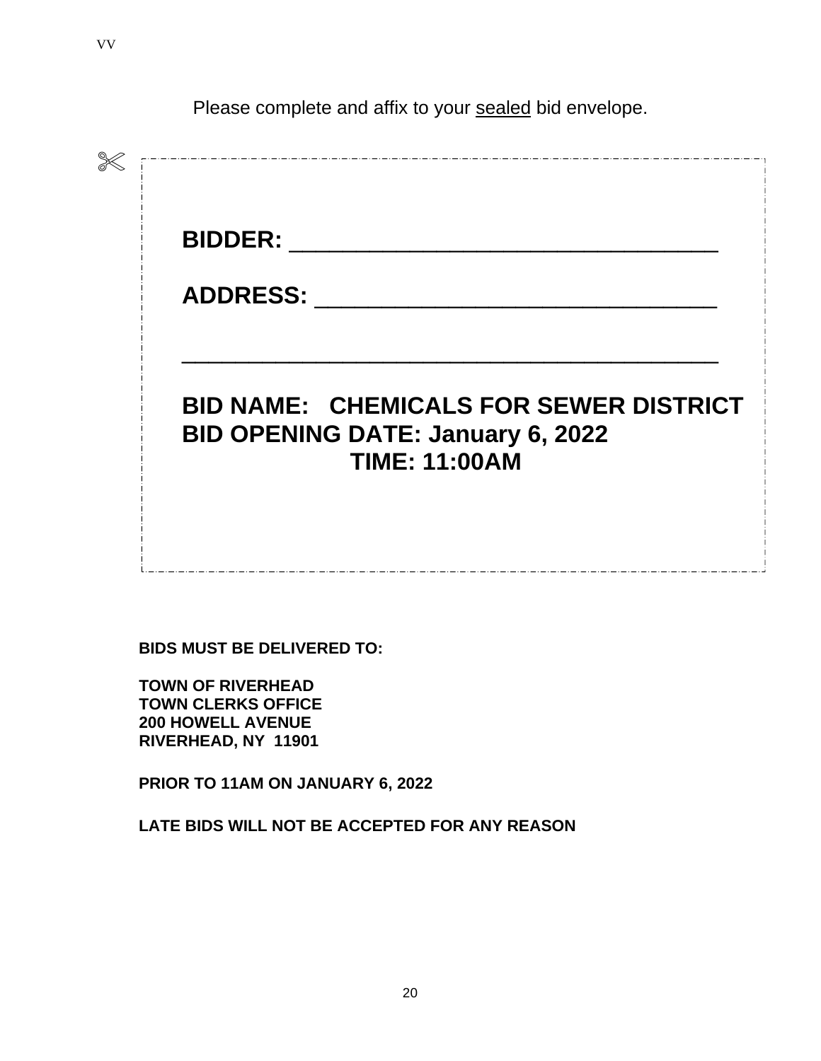VV

Please complete and affix to your sealed bid envelope.

✄

**BIDDER: \_\_\_\_\_\_\_\_\_\_\_\_\_\_\_\_\_\_\_\_\_\_\_\_\_\_\_\_\_\_\_\_\_\_**

**ADDRESS: \_\_\_\_\_\_\_\_\_\_\_\_\_\_\_\_\_\_\_\_\_\_\_\_\_\_\_\_\_\_\_\_**

**\_\_\_\_\_\_\_\_\_\_\_\_\_\_\_\_\_\_\_\_\_\_\_\_\_\_\_\_\_\_\_\_\_\_\_\_\_\_\_\_\_\_**

**BID NAME: CHEMICALS FOR SEWER DISTRICT**
**BID OPENING DATE: January 6, 2022**
**TIME: 11:00AM**

**BIDS MUST BE DELIVERED TO:**

**TOWN OF RIVERHEAD**
**TOWN CLERKS OFFICE**
**200 HOWELL AVENUE**
**RIVERHEAD, NY 11901**

**PRIOR TO 11AM ON JANUARY 6, 2022**

**LATE BIDS WILL NOT BE ACCEPTED FOR ANY REASON**